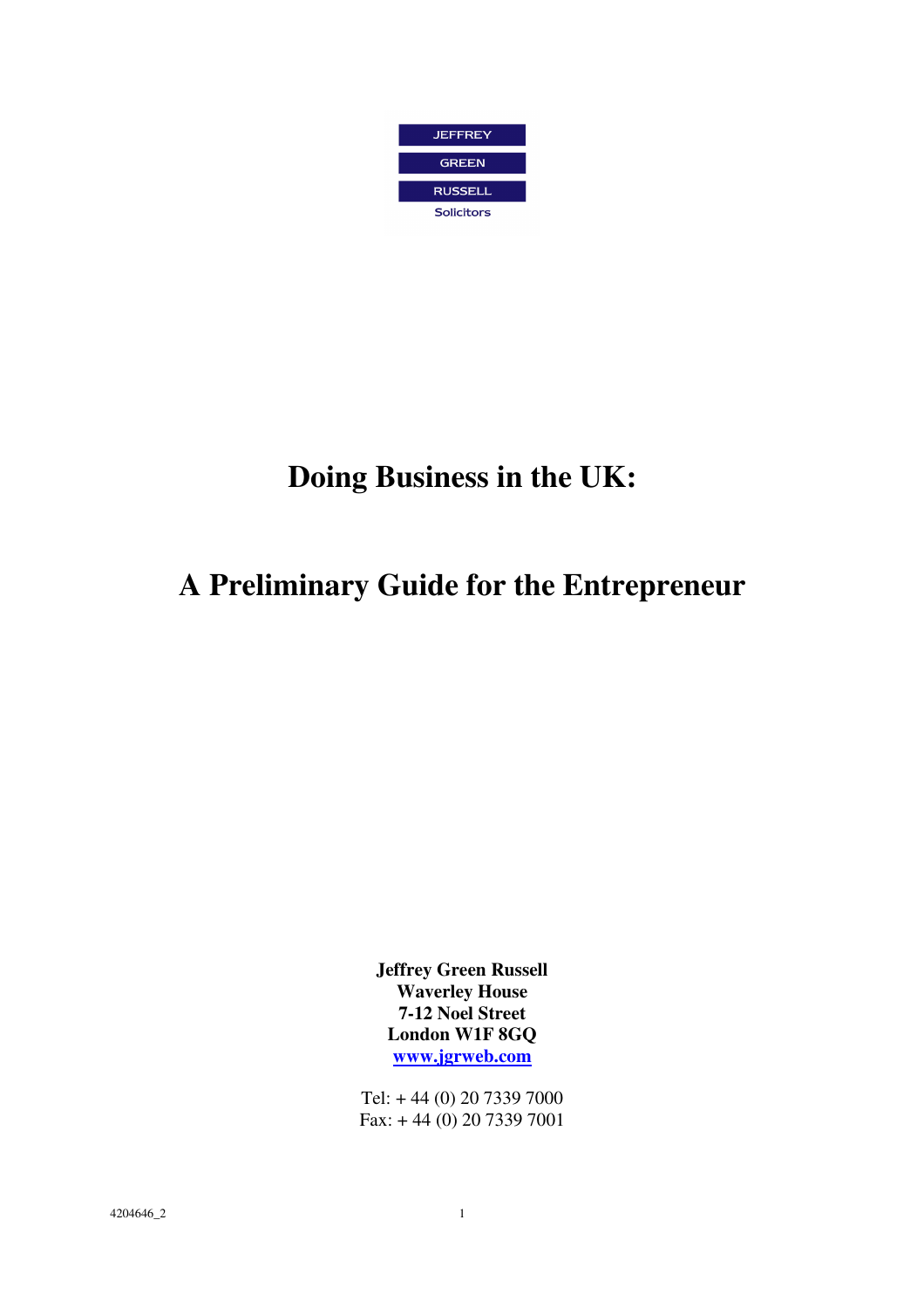JEFFREY

GREEN

RUSSELL

Solicitors

# Doing Business in the UK:

# A Preliminary Guide for the Entrepreneur

**Jeffrey Green Russell**
**Waverley House**
**7-12 Noel Street**
**London W1F 8GQ**
**www.jgrweb.com**

Tel: + 44 (0) 20 7339 7000
Fax: + 44 (0) 20 7339 7001

4204646_2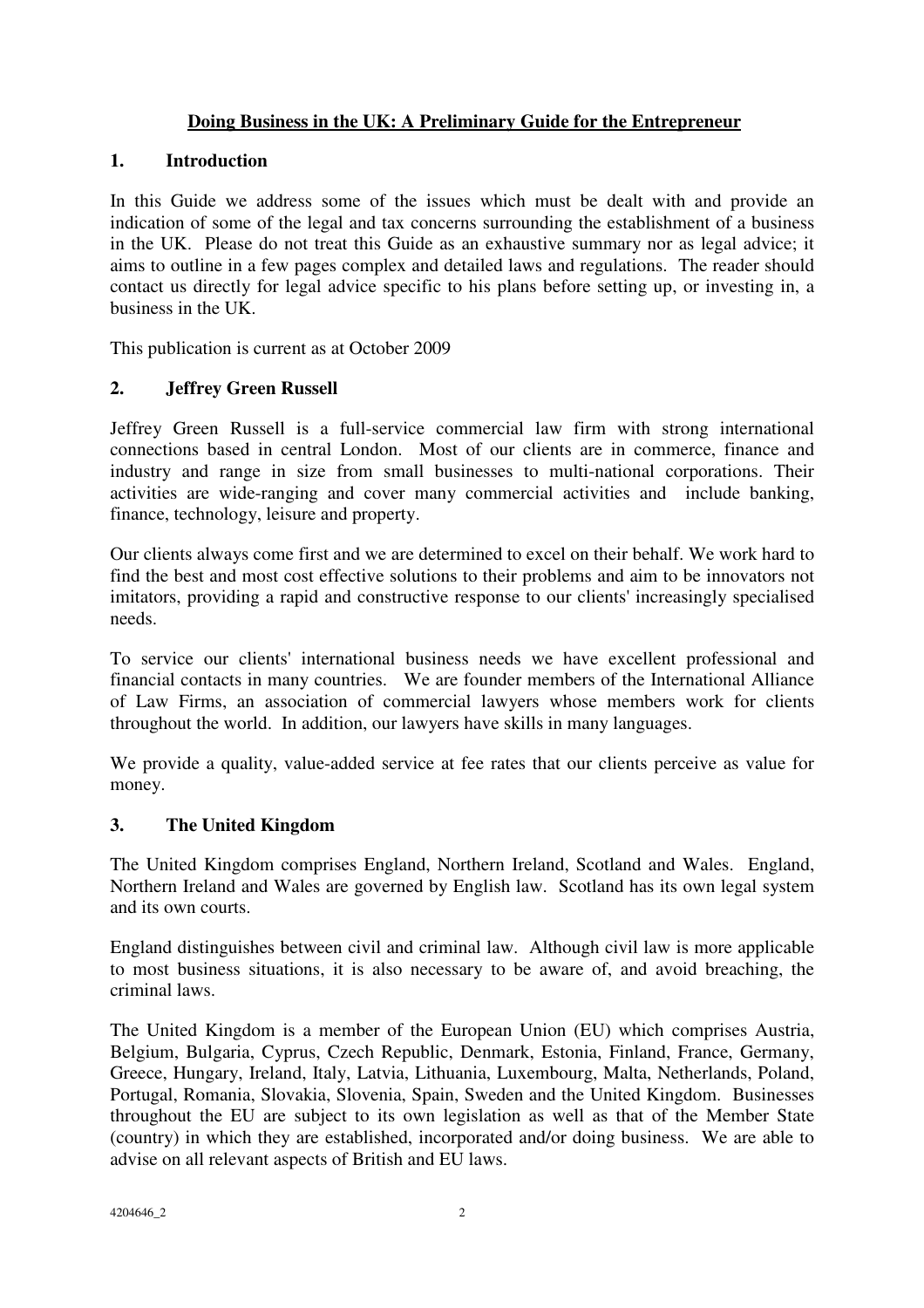**Doing Business in the UK: A Preliminary Guide for the Entrepreneur**

## 1. Introduction

In this Guide we address some of the issues which must be dealt with and provide an indication of some of the legal and tax concerns surrounding the establishment of a business in the UK. Please do not treat this Guide as an exhaustive summary nor as legal advice; it aims to outline in a few pages complex and detailed laws and regulations. The reader should contact us directly for legal advice specific to his plans before setting up, or investing in, a business in the UK.

This publication is current as at October 2009

## 2. Jeffrey Green Russell

Jeffrey Green Russell is a full-service commercial law firm with strong international connections based in central London. Most of our clients are in commerce, finance and industry and range in size from small businesses to multi-national corporations. Their activities are wide-ranging and cover many commercial activities and include banking, finance, technology, leisure and property.

Our clients always come first and we are determined to excel on their behalf. We work hard to find the best and most cost effective solutions to their problems and aim to be innovators not imitators, providing a rapid and constructive response to our clients' increasingly specialised needs.

To service our clients' international business needs we have excellent professional and financial contacts in many countries. We are founder members of the International Alliance of Law Firms, an association of commercial lawyers whose members work for clients throughout the world. In addition, our lawyers have skills in many languages.

We provide a quality, value-added service at fee rates that our clients perceive as value for money.

## 3. The United Kingdom

The United Kingdom comprises England, Northern Ireland, Scotland and Wales. England, Northern Ireland and Wales are governed by English law. Scotland has its own legal system and its own courts.

England distinguishes between civil and criminal law. Although civil law is more applicable to most business situations, it is also necessary to be aware of, and avoid breaching, the criminal laws.

The United Kingdom is a member of the European Union (EU) which comprises Austria, Belgium, Bulgaria, Cyprus, Czech Republic, Denmark, Estonia, Finland, France, Germany, Greece, Hungary, Ireland, Italy, Latvia, Lithuania, Luxembourg, Malta, Netherlands, Poland, Portugal, Romania, Slovakia, Slovenia, Spain, Sweden and the United Kingdom. Businesses throughout the EU are subject to its own legislation as well as that of the Member State (country) in which they are established, incorporated and/or doing business. We are able to advise on all relevant aspects of British and EU laws.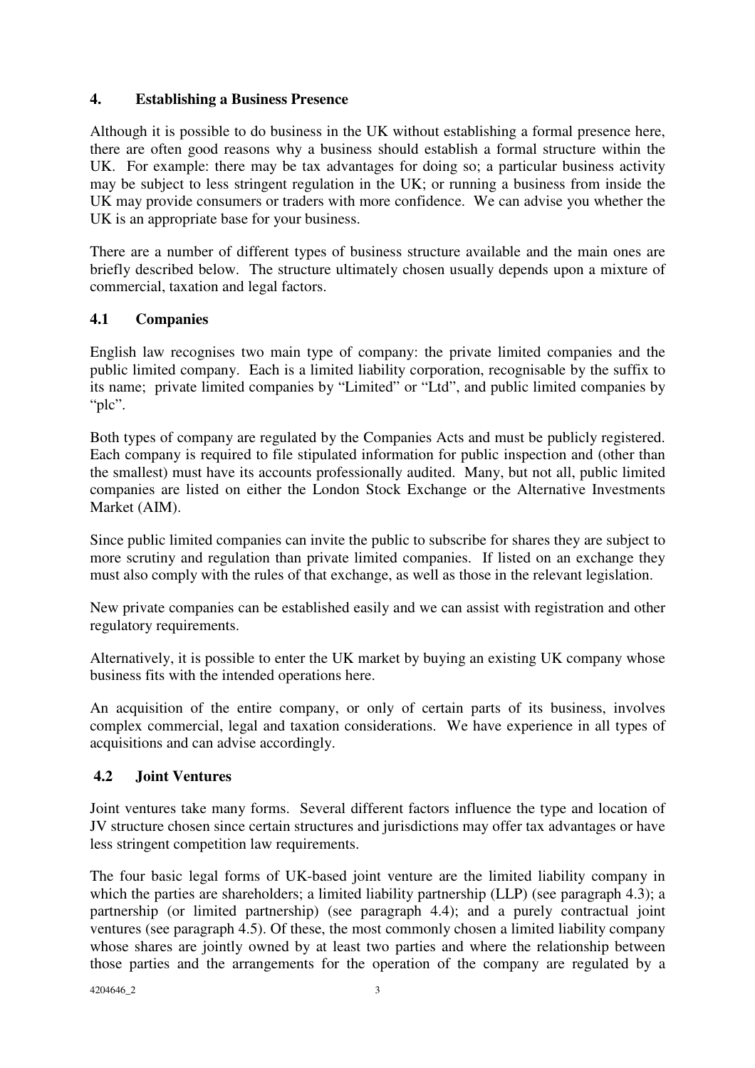## 4. Establishing a Business Presence

Although it is possible to do business in the UK without establishing a formal presence here, there are often good reasons why a business should establish a formal structure within the UK. For example: there may be tax advantages for doing so; a particular business activity may be subject to less stringent regulation in the UK; or running a business from inside the UK may provide consumers or traders with more confidence. We can advise you whether the UK is an appropriate base for your business.

There are a number of different types of business structure available and the main ones are briefly described below. The structure ultimately chosen usually depends upon a mixture of commercial, taxation and legal factors.

### 4.1 Companies

English law recognises two main type of company: the private limited companies and the public limited company. Each is a limited liability corporation, recognisable by the suffix to its name; private limited companies by "Limited" or "Ltd", and public limited companies by "plc".

Both types of company are regulated by the Companies Acts and must be publicly registered. Each company is required to file stipulated information for public inspection and (other than the smallest) must have its accounts professionally audited. Many, but not all, public limited companies are listed on either the London Stock Exchange or the Alternative Investments Market (AIM).

Since public limited companies can invite the public to subscribe for shares they are subject to more scrutiny and regulation than private limited companies. If listed on an exchange they must also comply with the rules of that exchange, as well as those in the relevant legislation.

New private companies can be established easily and we can assist with registration and other regulatory requirements.

Alternatively, it is possible to enter the UK market by buying an existing UK company whose business fits with the intended operations here.

An acquisition of the entire company, or only of certain parts of its business, involves complex commercial, legal and taxation considerations. We have experience in all types of acquisitions and can advise accordingly.

### 4.2 Joint Ventures

Joint ventures take many forms. Several different factors influence the type and location of JV structure chosen since certain structures and jurisdictions may offer tax advantages or have less stringent competition law requirements.

The four basic legal forms of UK-based joint venture are the limited liability company in which the parties are shareholders; a limited liability partnership (LLP) (see paragraph 4.3); a partnership (or limited partnership) (see paragraph 4.4); and a purely contractual joint ventures (see paragraph 4.5). Of these, the most commonly chosen a limited liability company whose shares are jointly owned by at least two parties and where the relationship between those parties and the arrangements for the operation of the company are regulated by a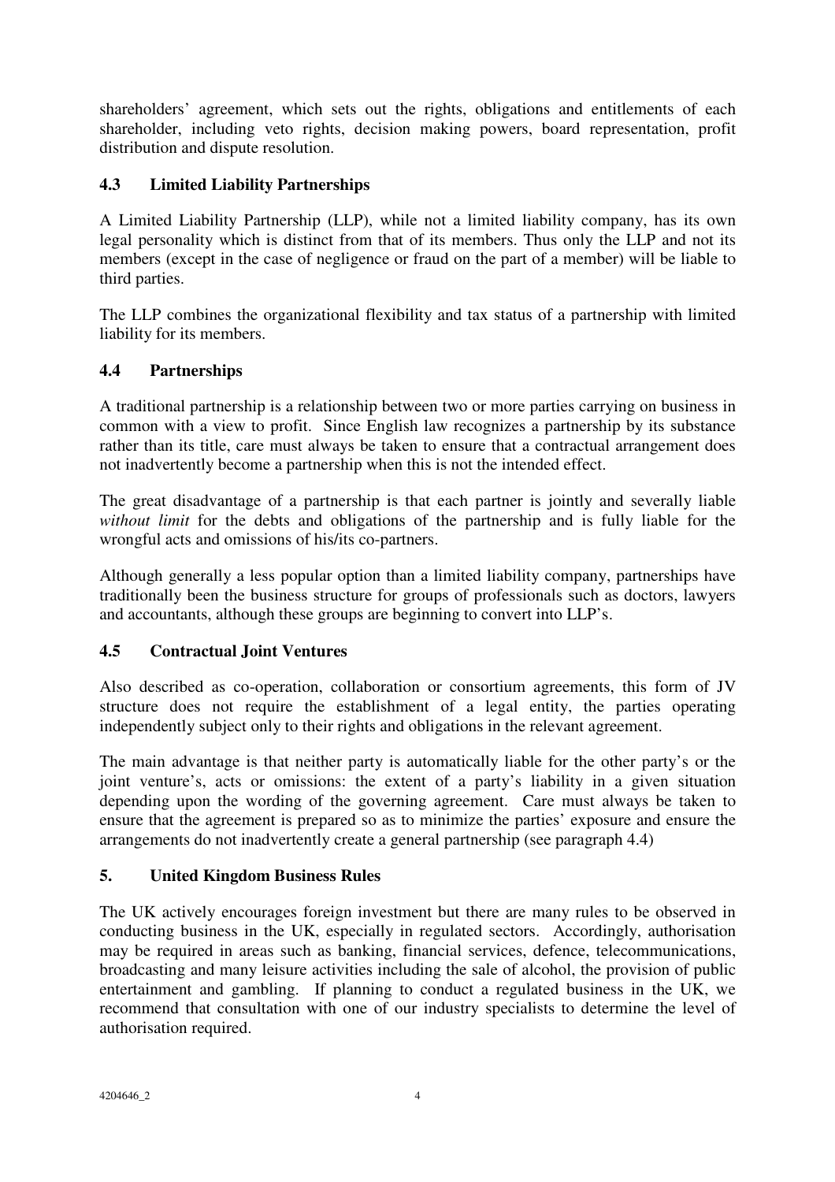shareholders' agreement, which sets out the rights, obligations and entitlements of each shareholder, including veto rights, decision making powers, board representation, profit distribution and dispute resolution.

## 4.3 Limited Liability Partnerships

A Limited Liability Partnership (LLP), while not a limited liability company, has its own legal personality which is distinct from that of its members. Thus only the LLP and not its members (except in the case of negligence or fraud on the part of a member) will be liable to third parties.

The LLP combines the organizational flexibility and tax status of a partnership with limited liability for its members.

## 4.4 Partnerships

A traditional partnership is a relationship between two or more parties carrying on business in common with a view to profit. Since English law recognizes a partnership by its substance rather than its title, care must always be taken to ensure that a contractual arrangement does not inadvertently become a partnership when this is not the intended effect.

The great disadvantage of a partnership is that each partner is jointly and severally liable *without limit* for the debts and obligations of the partnership and is fully liable for the wrongful acts and omissions of his/its co-partners.

Although generally a less popular option than a limited liability company, partnerships have traditionally been the business structure for groups of professionals such as doctors, lawyers and accountants, although these groups are beginning to convert into LLP's.

## 4.5 Contractual Joint Ventures

Also described as co-operation, collaboration or consortium agreements, this form of JV structure does not require the establishment of a legal entity, the parties operating independently subject only to their rights and obligations in the relevant agreement.

The main advantage is that neither party is automatically liable for the other party's or the joint venture's, acts or omissions: the extent of a party's liability in a given situation depending upon the wording of the governing agreement. Care must always be taken to ensure that the agreement is prepared so as to minimize the parties' exposure and ensure the arrangements do not inadvertently create a general partnership (see paragraph 4.4)

# 5. United Kingdom Business Rules

The UK actively encourages foreign investment but there are many rules to be observed in conducting business in the UK, especially in regulated sectors. Accordingly, authorisation may be required in areas such as banking, financial services, defence, telecommunications, broadcasting and many leisure activities including the sale of alcohol, the provision of public entertainment and gambling. If planning to conduct a regulated business in the UK, we recommend that consultation with one of our industry specialists to determine the level of authorisation required.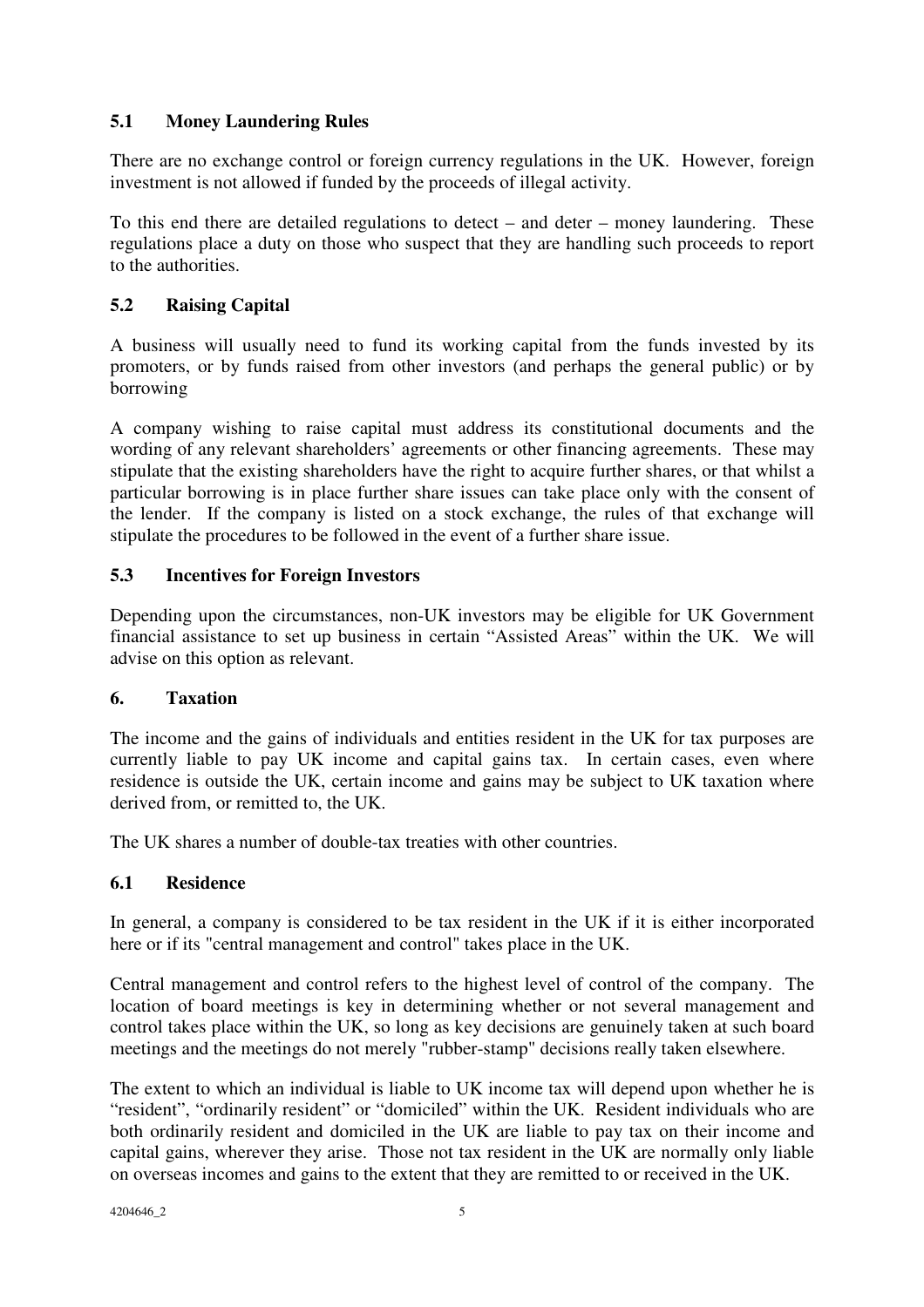### 5.1 Money Laundering Rules

There are no exchange control or foreign currency regulations in the UK. However, foreign investment is not allowed if funded by the proceeds of illegal activity.

To this end there are detailed regulations to detect – and deter – money laundering. These regulations place a duty on those who suspect that they are handling such proceeds to report to the authorities.

### 5.2 Raising Capital

A business will usually need to fund its working capital from the funds invested by its promoters, or by funds raised from other investors (and perhaps the general public) or by borrowing

A company wishing to raise capital must address its constitutional documents and the wording of any relevant shareholders' agreements or other financing agreements. These may stipulate that the existing shareholders have the right to acquire further shares, or that whilst a particular borrowing is in place further share issues can take place only with the consent of the lender. If the company is listed on a stock exchange, the rules of that exchange will stipulate the procedures to be followed in the event of a further share issue.

### 5.3 Incentives for Foreign Investors

Depending upon the circumstances, non-UK investors may be eligible for UK Government financial assistance to set up business in certain "Assisted Areas" within the UK. We will advise on this option as relevant.

## 6. Taxation

The income and the gains of individuals and entities resident in the UK for tax purposes are currently liable to pay UK income and capital gains tax. In certain cases, even where residence is outside the UK, certain income and gains may be subject to UK taxation where derived from, or remitted to, the UK.

The UK shares a number of double-tax treaties with other countries.

### 6.1 Residence

In general, a company is considered to be tax resident in the UK if it is either incorporated here or if its "central management and control" takes place in the UK.

Central management and control refers to the highest level of control of the company. The location of board meetings is key in determining whether or not several management and control takes place within the UK, so long as key decisions are genuinely taken at such board meetings and the meetings do not merely "rubber-stamp" decisions really taken elsewhere.

The extent to which an individual is liable to UK income tax will depend upon whether he is "resident", "ordinarily resident" or "domiciled" within the UK. Resident individuals who are both ordinarily resident and domiciled in the UK are liable to pay tax on their income and capital gains, wherever they arise. Those not tax resident in the UK are normally only liable on overseas incomes and gains to the extent that they are remitted to or received in the UK.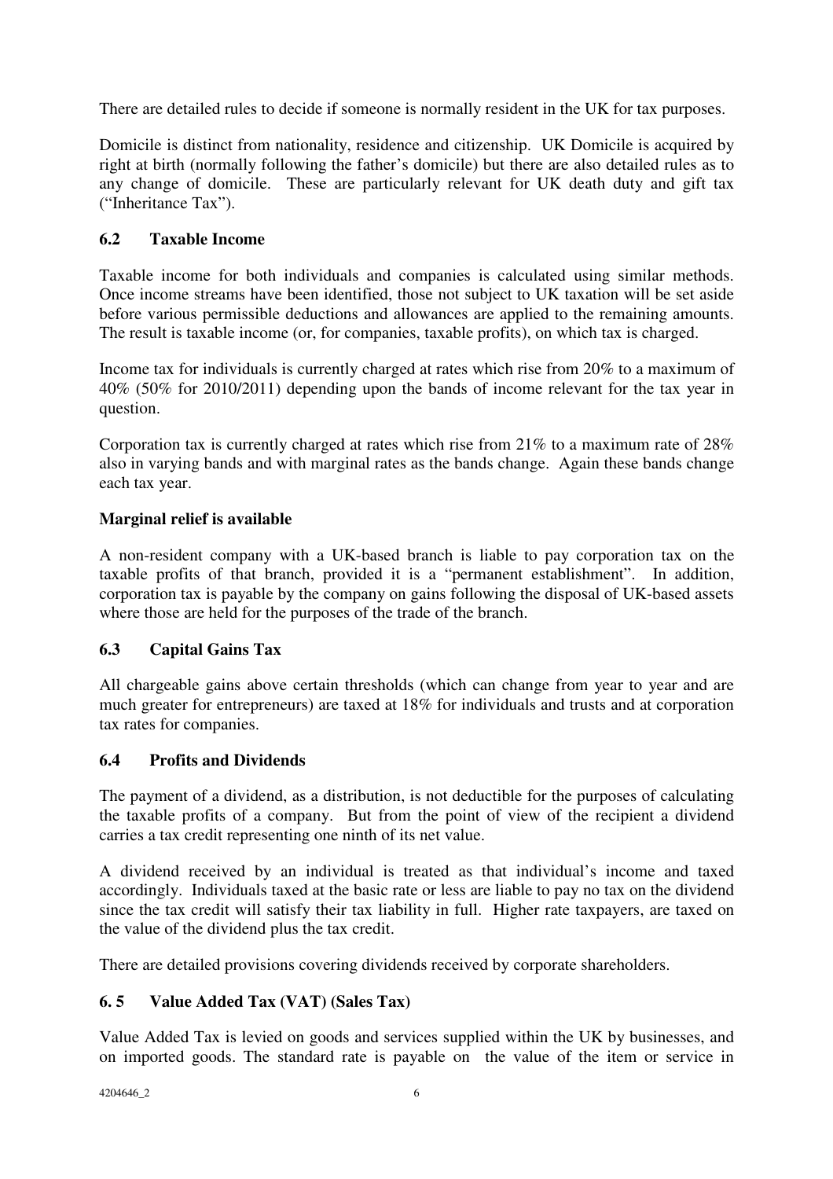There are detailed rules to decide if someone is normally resident in the UK for tax purposes.

Domicile is distinct from nationality, residence and citizenship. UK Domicile is acquired by right at birth (normally following the father's domicile) but there are also detailed rules as to any change of domicile. These are particularly relevant for UK death duty and gift tax ("Inheritance Tax").

## 6.2 Taxable Income

Taxable income for both individuals and companies is calculated using similar methods. Once income streams have been identified, those not subject to UK taxation will be set aside before various permissible deductions and allowances are applied to the remaining amounts. The result is taxable income (or, for companies, taxable profits), on which tax is charged.

Income tax for individuals is currently charged at rates which rise from 20% to a maximum of 40% (50% for 2010/2011) depending upon the bands of income relevant for the tax year in question.

Corporation tax is currently charged at rates which rise from 21% to a maximum rate of 28% also in varying bands and with marginal rates as the bands change. Again these bands change each tax year.

**Marginal relief is available**

A non-resident company with a UK-based branch is liable to pay corporation tax on the taxable profits of that branch, provided it is a "permanent establishment". In addition, corporation tax is payable by the company on gains following the disposal of UK-based assets where those are held for the purposes of the trade of the branch.

## 6.3 Capital Gains Tax

All chargeable gains above certain thresholds (which can change from year to year and are much greater for entrepreneurs) are taxed at 18% for individuals and trusts and at corporation tax rates for companies.

## 6.4 Profits and Dividends

The payment of a dividend, as a distribution, is not deductible for the purposes of calculating the taxable profits of a company. But from the point of view of the recipient a dividend carries a tax credit representing one ninth of its net value.

A dividend received by an individual is treated as that individual's income and taxed accordingly. Individuals taxed at the basic rate or less are liable to pay no tax on the dividend since the tax credit will satisfy their tax liability in full. Higher rate taxpayers, are taxed on the value of the dividend plus the tax credit.

There are detailed provisions covering dividends received by corporate shareholders.

## 6. 5 Value Added Tax (VAT) (Sales Tax)

Value Added Tax is levied on goods and services supplied within the UK by businesses, and on imported goods. The standard rate is payable on the value of the item or service in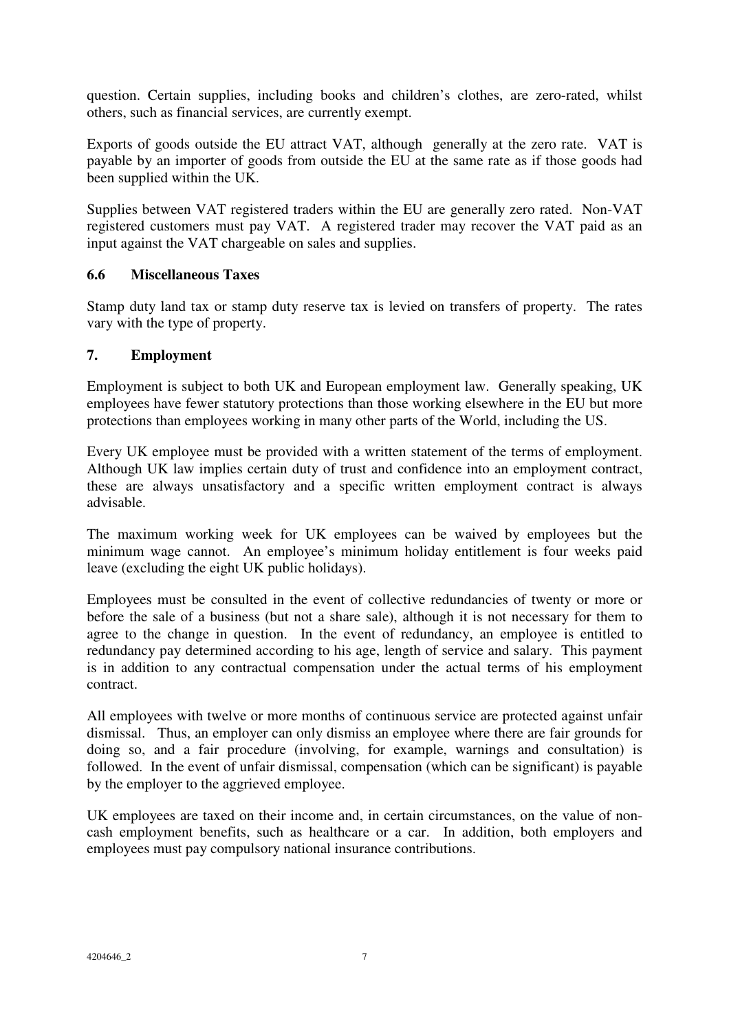question. Certain supplies, including books and children's clothes, are zero-rated, whilst others, such as financial services, are currently exempt.

Exports of goods outside the EU attract VAT, although generally at the zero rate. VAT is payable by an importer of goods from outside the EU at the same rate as if those goods had been supplied within the UK.

Supplies between VAT registered traders within the EU are generally zero rated. Non-VAT registered customers must pay VAT. A registered trader may recover the VAT paid as an input against the VAT chargeable on sales and supplies.

### 6.6 Miscellaneous Taxes

Stamp duty land tax or stamp duty reserve tax is levied on transfers of property. The rates vary with the type of property.

## 7. Employment

Employment is subject to both UK and European employment law. Generally speaking, UK employees have fewer statutory protections than those working elsewhere in the EU but more protections than employees working in many other parts of the World, including the US.

Every UK employee must be provided with a written statement of the terms of employment. Although UK law implies certain duty of trust and confidence into an employment contract, these are always unsatisfactory and a specific written employment contract is always advisable.

The maximum working week for UK employees can be waived by employees but the minimum wage cannot. An employee's minimum holiday entitlement is four weeks paid leave (excluding the eight UK public holidays).

Employees must be consulted in the event of collective redundancies of twenty or more or before the sale of a business (but not a share sale), although it is not necessary for them to agree to the change in question. In the event of redundancy, an employee is entitled to redundancy pay determined according to his age, length of service and salary. This payment is in addition to any contractual compensation under the actual terms of his employment contract.

All employees with twelve or more months of continuous service are protected against unfair dismissal. Thus, an employer can only dismiss an employee where there are fair grounds for doing so, and a fair procedure (involving, for example, warnings and consultation) is followed. In the event of unfair dismissal, compensation (which can be significant) is payable by the employer to the aggrieved employee.

UK employees are taxed on their income and, in certain circumstances, on the value of non-cash employment benefits, such as healthcare or a car. In addition, both employers and employees must pay compulsory national insurance contributions.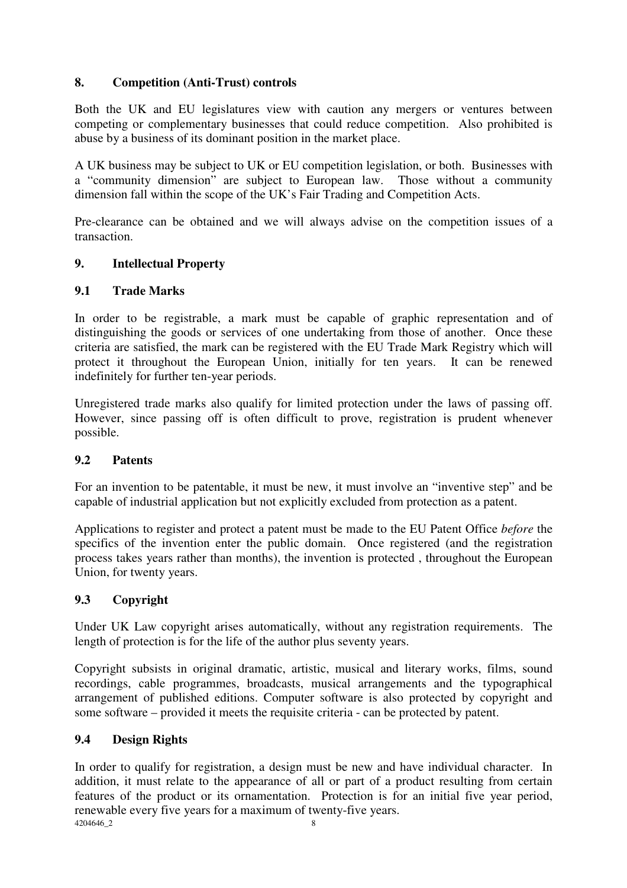## 8. Competition (Anti-Trust) controls

Both the UK and EU legislatures view with caution any mergers or ventures between competing or complementary businesses that could reduce competition. Also prohibited is abuse by a business of its dominant position in the market place.

A UK business may be subject to UK or EU competition legislation, or both. Businesses with a "community dimension" are subject to European law. Those without a community dimension fall within the scope of the UK's Fair Trading and Competition Acts.

Pre-clearance can be obtained and we will always advise on the competition issues of a transaction.

## 9. Intellectual Property

### 9.1 Trade Marks

In order to be registrable, a mark must be capable of graphic representation and of distinguishing the goods or services of one undertaking from those of another. Once these criteria are satisfied, the mark can be registered with the EU Trade Mark Registry which will protect it throughout the European Union, initially for ten years. It can be renewed indefinitely for further ten-year periods.

Unregistered trade marks also qualify for limited protection under the laws of passing off. However, since passing off is often difficult to prove, registration is prudent whenever possible.

### 9.2 Patents

For an invention to be patentable, it must be new, it must involve an "inventive step" and be capable of industrial application but not explicitly excluded from protection as a patent.

Applications to register and protect a patent must be made to the EU Patent Office *before* the specifics of the invention enter the public domain. Once registered (and the registration process takes years rather than months), the invention is protected , throughout the European Union, for twenty years.

### 9.3 Copyright

Under UK Law copyright arises automatically, without any registration requirements. The length of protection is for the life of the author plus seventy years.

Copyright subsists in original dramatic, artistic, musical and literary works, films, sound recordings, cable programmes, broadcasts, musical arrangements and the typographical arrangement of published editions. Computer software is also protected by copyright and some software – provided it meets the requisite criteria - can be protected by patent.

### 9.4 Design Rights

In order to qualify for registration, a design must be new and have individual character. In addition, it must relate to the appearance of all or part of a product resulting from certain features of the product or its ornamentation. Protection is for an initial five year period, renewable every five years for a maximum of twenty-five years.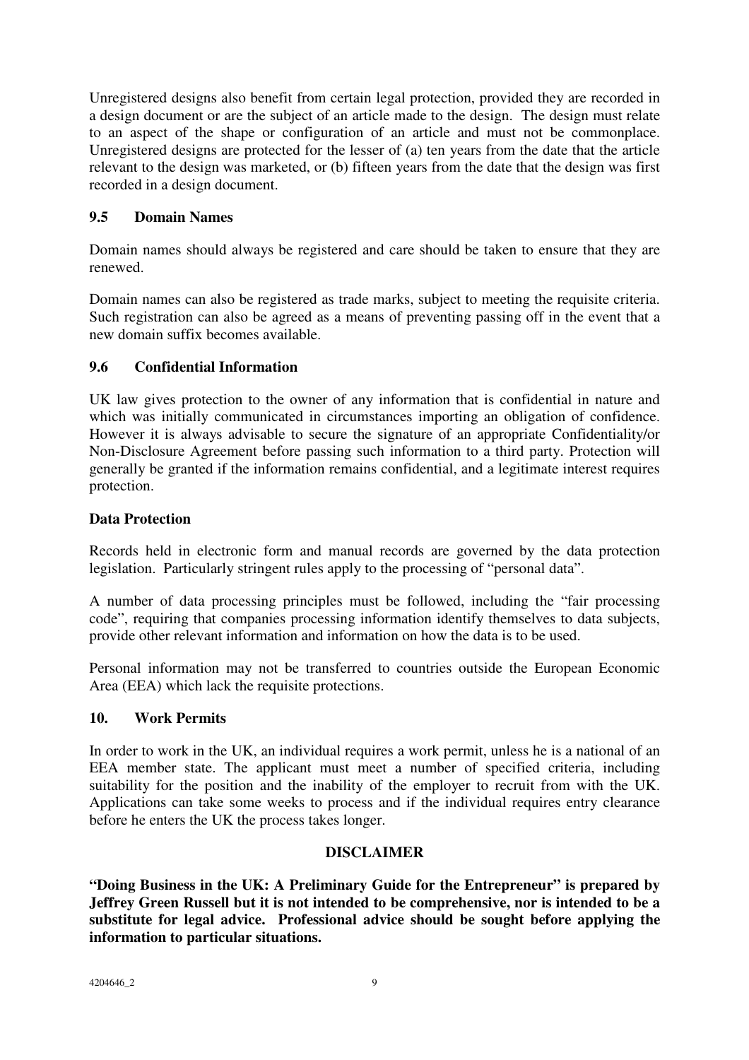Unregistered designs also benefit from certain legal protection, provided they are recorded in a design document or are the subject of an article made to the design. The design must relate to an aspect of the shape or configuration of an article and must not be commonplace. Unregistered designs are protected for the lesser of (a) ten years from the date that the article relevant to the design was marketed, or (b) fifteen years from the date that the design was first recorded in a design document.

### 9.5 Domain Names

Domain names should always be registered and care should be taken to ensure that they are renewed.

Domain names can also be registered as trade marks, subject to meeting the requisite criteria. Such registration can also be agreed as a means of preventing passing off in the event that a new domain suffix becomes available.

### 9.6 Confidential Information

UK law gives protection to the owner of any information that is confidential in nature and which was initially communicated in circumstances importing an obligation of confidence. However it is always advisable to secure the signature of an appropriate Confidentiality/or Non-Disclosure Agreement before passing such information to a third party. Protection will generally be granted if the information remains confidential, and a legitimate interest requires protection.

### Data Protection

Records held in electronic form and manual records are governed by the data protection legislation. Particularly stringent rules apply to the processing of "personal data".

A number of data processing principles must be followed, including the "fair processing code", requiring that companies processing information identify themselves to data subjects, provide other relevant information and information on how the data is to be used.

Personal information may not be transferred to countries outside the European Economic Area (EEA) which lack the requisite protections.

## 10. Work Permits

In order to work in the UK, an individual requires a work permit, unless he is a national of an EEA member state. The applicant must meet a number of specified criteria, including suitability for the position and the inability of the employer to recruit from with the UK. Applications can take some weeks to process and if the individual requires entry clearance before he enters the UK the process takes longer.

## DISCLAIMER

**"Doing Business in the UK: A Preliminary Guide for the Entrepreneur" is prepared by Jeffrey Green Russell but it is not intended to be comprehensive, nor is intended to be a substitute for legal advice. Professional advice should be sought before applying the information to particular situations.**

4204646_2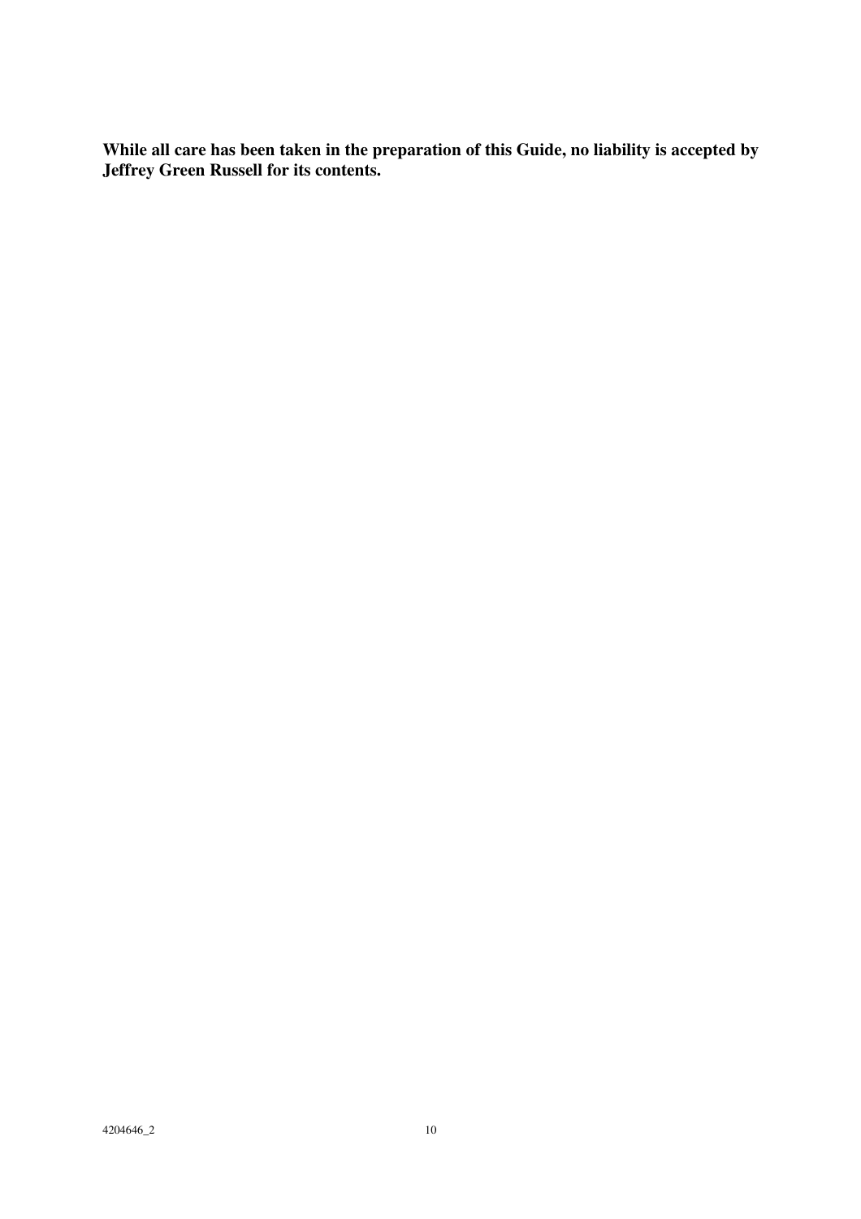**While all care has been taken in the preparation of this Guide, no liability is accepted by Jeffrey Green Russell for its contents.**